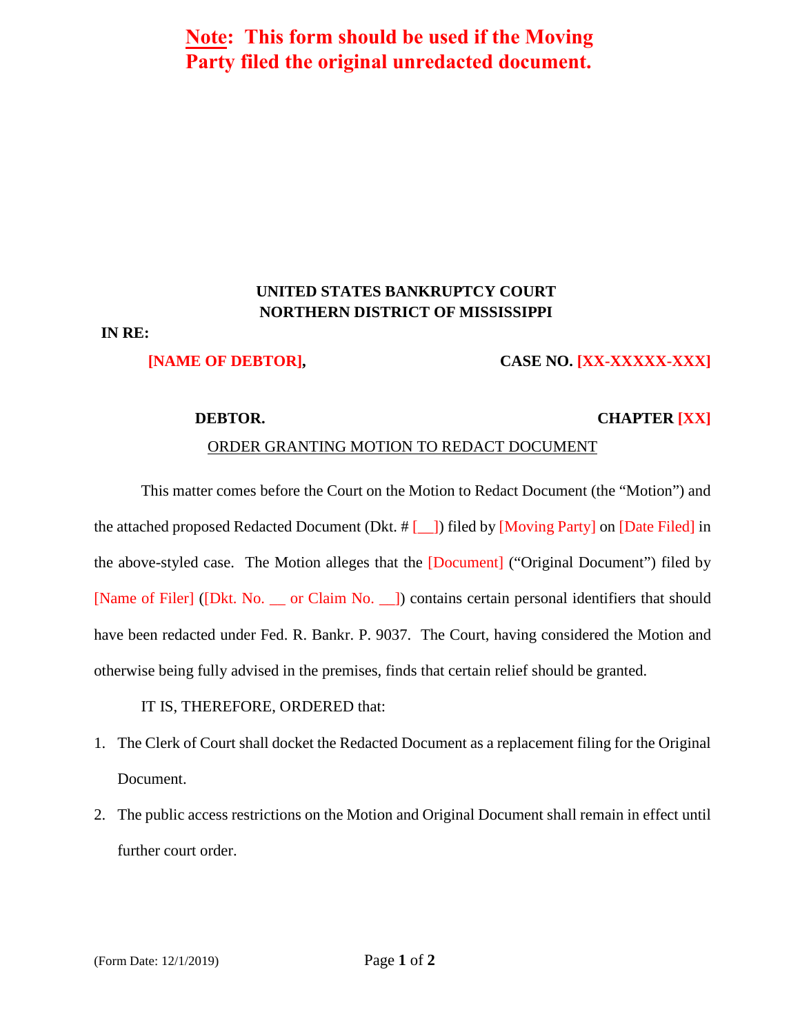**Note: This form should be used if the Moving Party filed the original unredacted document.**

**UNITED STATES BANKRUPTCY COURT**
**NORTHERN DISTRICT OF MISSISSIPPI**

**IN RE:**

**[NAME OF DEBTOR],** **CASE NO. [XX-XXXXX-XXX]**

**DEBTOR.** **CHAPTER [XX]**

ORDER GRANTING MOTION TO REDACT DOCUMENT

This matter comes before the Court on the Motion to Redact Document (the "Motion") and the attached proposed Redacted Document (Dkt. # [__]) filed by [Moving Party] on [Date Filed] in the above-styled case. The Motion alleges that the [Document] ("Original Document") filed by [Name of Filer] ([Dkt. No. __ or Claim No. __]) contains certain personal identifiers that should have been redacted under Fed. R. Bankr. P. 9037. The Court, having considered the Motion and otherwise being fully advised in the premises, finds that certain relief should be granted.

IT IS, THEREFORE, ORDERED that:

1. The Clerk of Court shall docket the Redacted Document as a replacement filing for the Original Document.
2. The public access restrictions on the Motion and Original Document shall remain in effect until further court order.

(Form Date: 12/1/2019)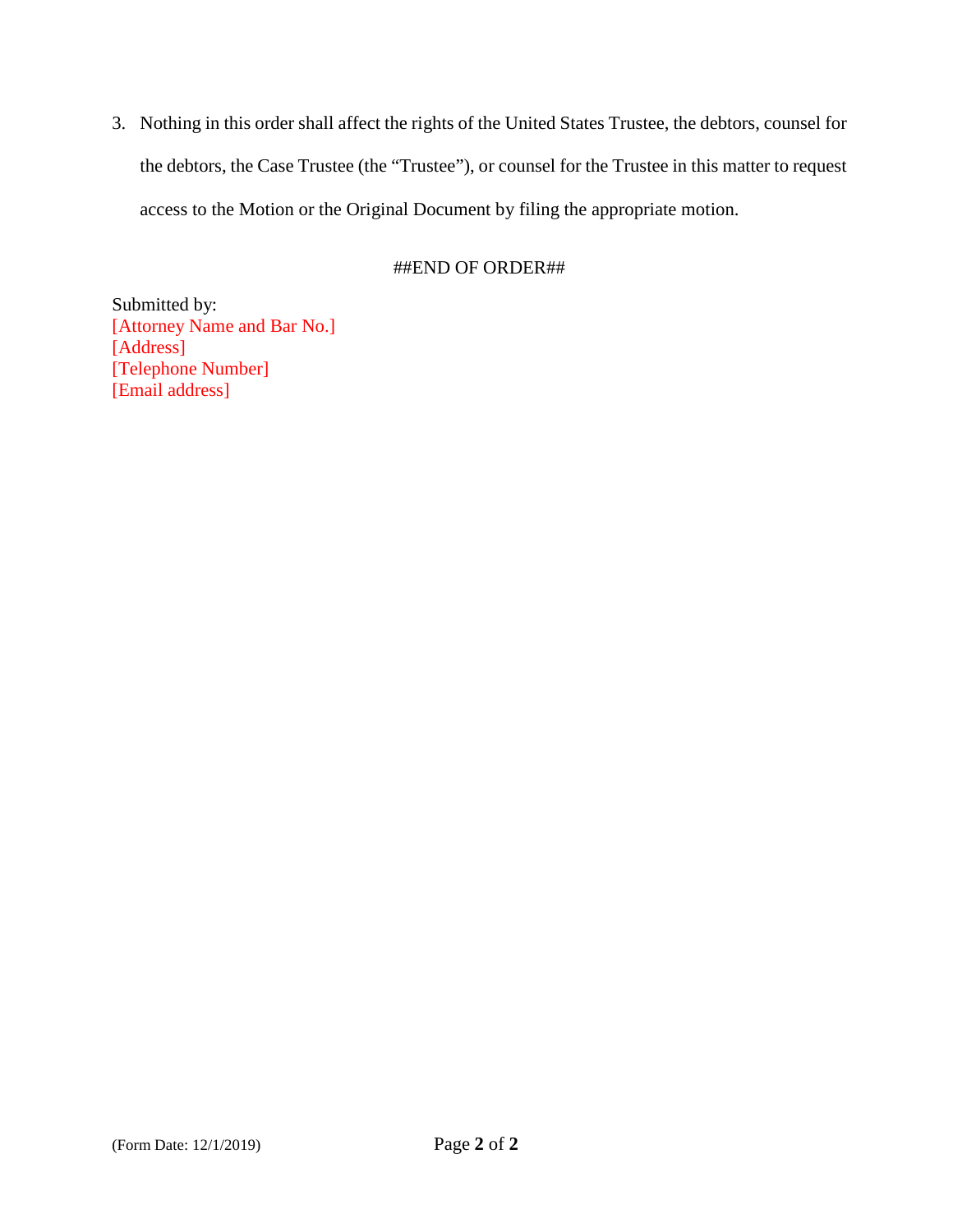3. Nothing in this order shall affect the rights of the United States Trustee, the debtors, counsel for the debtors, the Case Trustee (the "Trustee"), or counsel for the Trustee in this matter to request access to the Motion or the Original Document by filing the appropriate motion.

##END OF ORDER##

Submitted by:
[Attorney Name and Bar No.]
[Address]
[Telephone Number]
[Email address]

(Form Date: 12/1/2019)